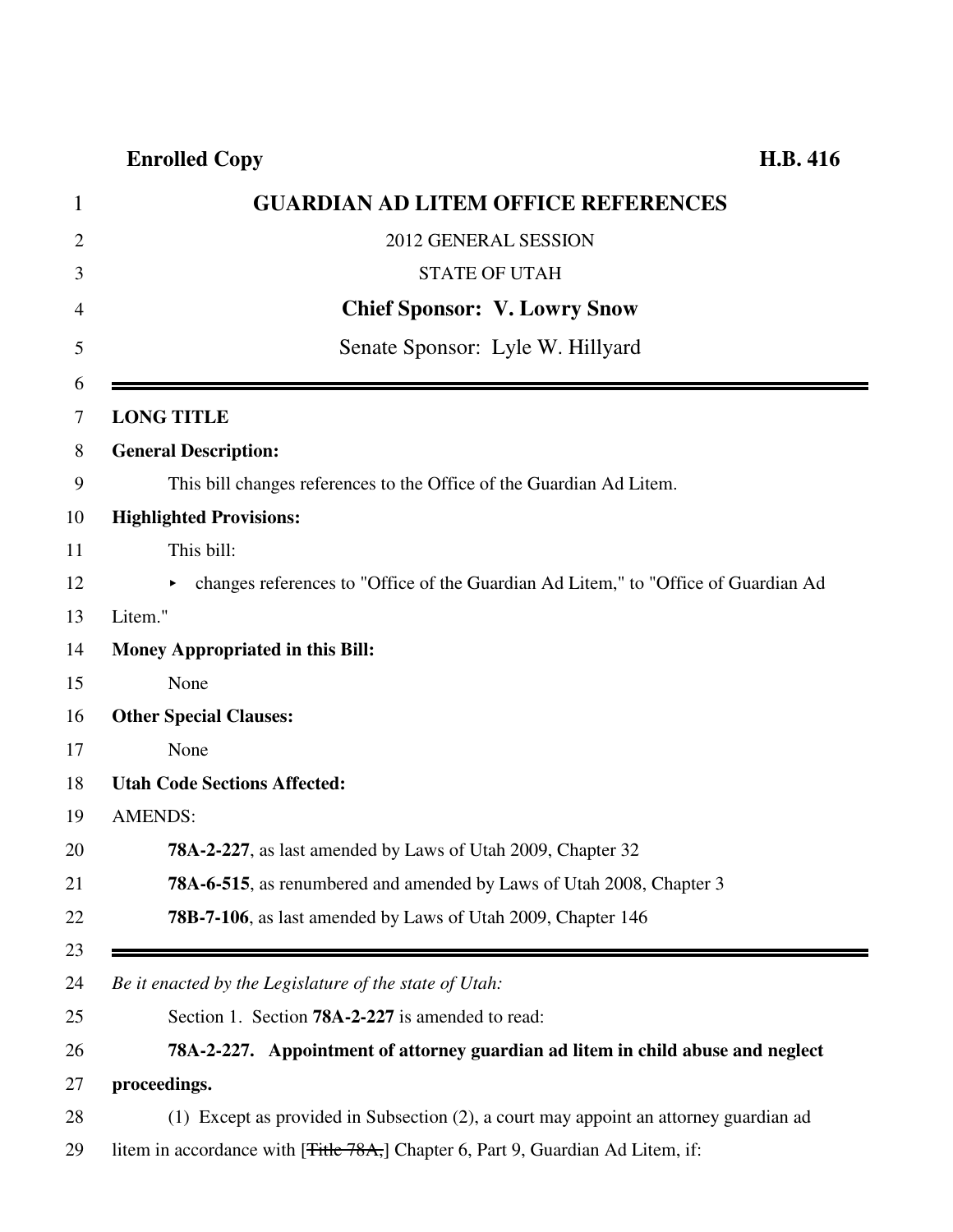**Enrolled Copy** **H.B. 416**

# GUARDIAN AD LITEM OFFICE REFERENCES

2012 GENERAL SESSION

STATE OF UTAH

**Chief Sponsor: V. Lowry Snow**

Senate Sponsor: Lyle W. Hillyard

---

**LONG TITLE**

**General Description:**

This bill changes references to the Office of the Guardian Ad Litem.

**Highlighted Provisions:**

This bill:

- changes references to "Office of the Guardian Ad Litem," to "Office of Guardian Ad Litem."

**Money Appropriated in this Bill:**

None

**Other Special Clauses:**

None

**Utah Code Sections Affected:**

AMENDS:

**78A-2-227**, as last amended by Laws of Utah 2009, Chapter 32

**78A-6-515**, as renumbered and amended by Laws of Utah 2008, Chapter 3

**78B-7-106**, as last amended by Laws of Utah 2009, Chapter 146

---

*Be it enacted by the Legislature of the state of Utah:*

Section 1. Section **78A-2-227** is amended to read:

**78A-2-227. Appointment of attorney guardian ad litem in child abuse and neglect proceedings.**

(1) Except as provided in Subsection (2), a court may appoint an attorney guardian ad litem in accordance with [~~Title 78A,~~] Chapter 6, Part 9, Guardian Ad Litem, if: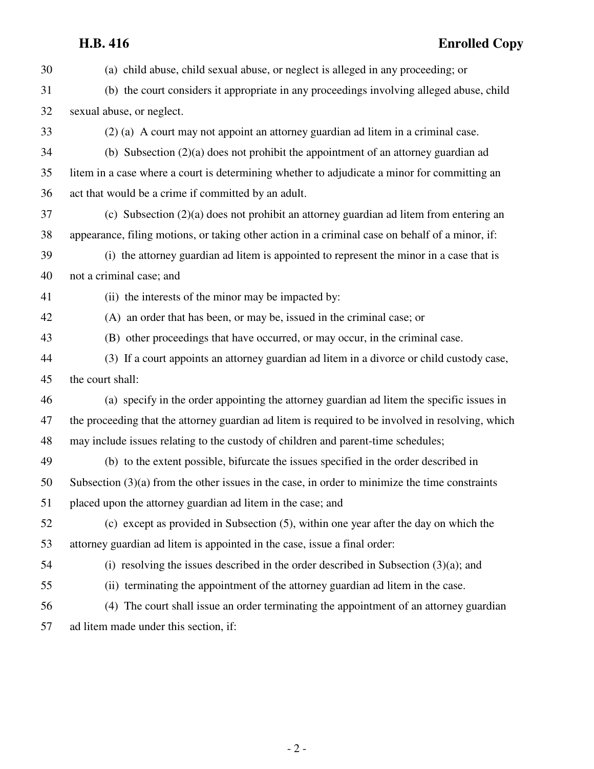(a) child abuse, child sexual abuse, or neglect is alleged in any proceeding; or

(b) the court considers it appropriate in any proceedings involving alleged abuse, child sexual abuse, or neglect.

(2) (a) A court may not appoint an attorney guardian ad litem in a criminal case.

(b) Subsection (2)(a) does not prohibit the appointment of an attorney guardian ad litem in a case where a court is determining whether to adjudicate a minor for committing an act that would be a crime if committed by an adult.

(c) Subsection (2)(a) does not prohibit an attorney guardian ad litem from entering an appearance, filing motions, or taking other action in a criminal case on behalf of a minor, if:

(i) the attorney guardian ad litem is appointed to represent the minor in a case that is not a criminal case; and

(ii) the interests of the minor may be impacted by:

(A) an order that has been, or may be, issued in the criminal case; or

(B) other proceedings that have occurred, or may occur, in the criminal case.

(3) If a court appoints an attorney guardian ad litem in a divorce or child custody case, the court shall:

(a) specify in the order appointing the attorney guardian ad litem the specific issues in the proceeding that the attorney guardian ad litem is required to be involved in resolving, which may include issues relating to the custody of children and parent-time schedules;

(b) to the extent possible, bifurcate the issues specified in the order described in Subsection (3)(a) from the other issues in the case, in order to minimize the time constraints placed upon the attorney guardian ad litem in the case; and

(c) except as provided in Subsection (5), within one year after the day on which the attorney guardian ad litem is appointed in the case, issue a final order:

(i) resolving the issues described in the order described in Subsection (3)(a); and

(ii) terminating the appointment of the attorney guardian ad litem in the case.

(4) The court shall issue an order terminating the appointment of an attorney guardian ad litem made under this section, if: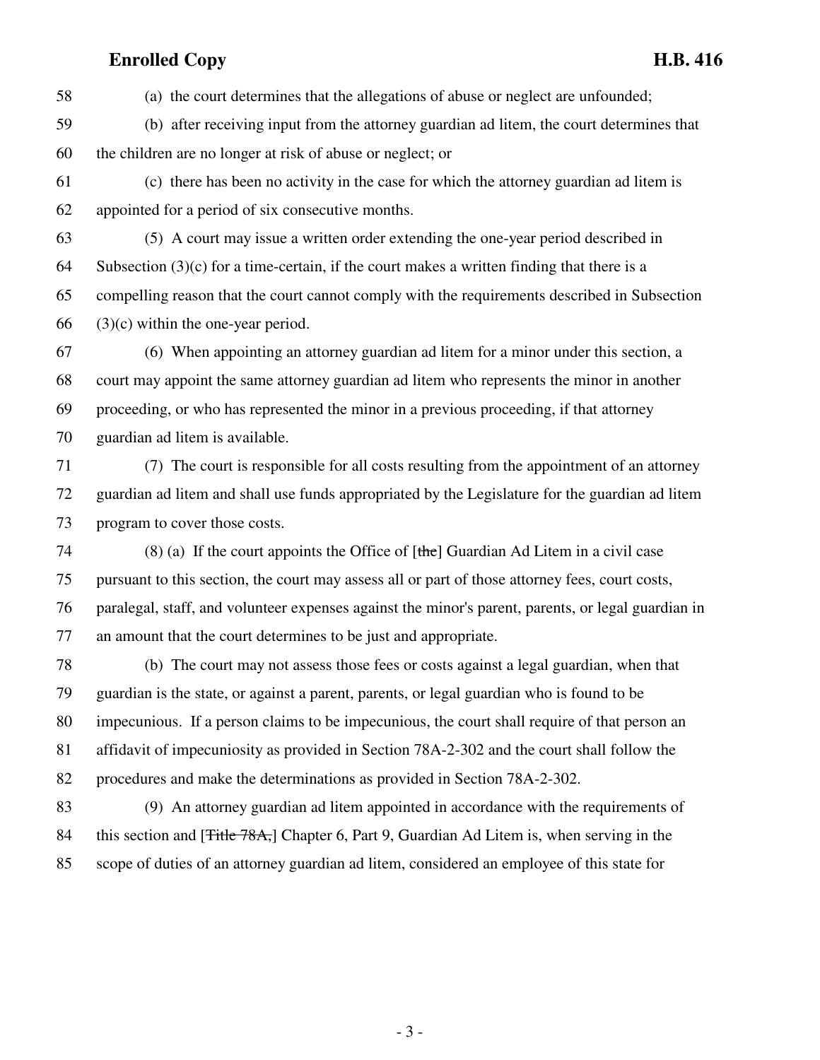(a) the court determines that the allegations of abuse or neglect are unfounded;

(b) after receiving input from the attorney guardian ad litem, the court determines that the children are no longer at risk of abuse or neglect; or

(c) there has been no activity in the case for which the attorney guardian ad litem is appointed for a period of six consecutive months.

(5) A court may issue a written order extending the one-year period described in Subsection (3)(c) for a time-certain, if the court makes a written finding that there is a compelling reason that the court cannot comply with the requirements described in Subsection (3)(c) within the one-year period.

(6) When appointing an attorney guardian ad litem for a minor under this section, a court may appoint the same attorney guardian ad litem who represents the minor in another proceeding, or who has represented the minor in a previous proceeding, if that attorney guardian ad litem is available.

(7) The court is responsible for all costs resulting from the appointment of an attorney guardian ad litem and shall use funds appropriated by the Legislature for the guardian ad litem program to cover those costs.

(8) (a) If the court appoints the Office of [~~the~~] Guardian Ad Litem in a civil case pursuant to this section, the court may assess all or part of those attorney fees, court costs, paralegal, staff, and volunteer expenses against the minor's parent, parents, or legal guardian in an amount that the court determines to be just and appropriate.

(b) The court may not assess those fees or costs against a legal guardian, when that guardian is the state, or against a parent, parents, or legal guardian who is found to be impecunious. If a person claims to be impecunious, the court shall require of that person an affidavit of impecuniosity as provided in Section 78A-2-302 and the court shall follow the procedures and make the determinations as provided in Section 78A-2-302.

(9) An attorney guardian ad litem appointed in accordance with the requirements of this section and [~~Title 78A,~~] Chapter 6, Part 9, Guardian Ad Litem is, when serving in the scope of duties of an attorney guardian ad litem, considered an employee of this state for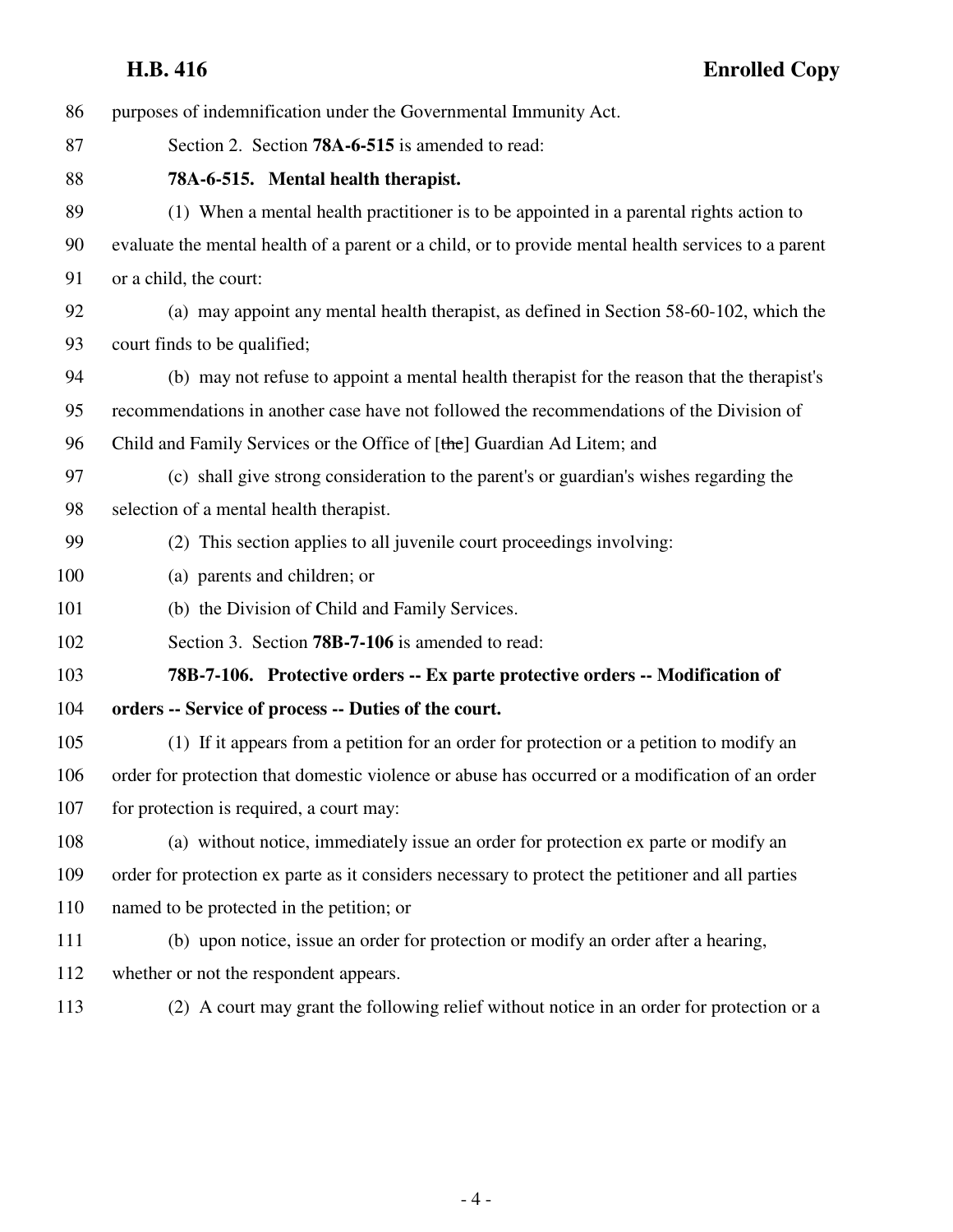purposes of indemnification under the Governmental Immunity Act.

Section 2. Section **78A-6-515** is amended to read:

**78A-6-515. Mental health therapist.**

(1) When a mental health practitioner is to be appointed in a parental rights action to evaluate the mental health of a parent or a child, or to provide mental health services to a parent or a child, the court:

(a) may appoint any mental health therapist, as defined in Section 58-60-102, which the court finds to be qualified;

(b) may not refuse to appoint a mental health therapist for the reason that the therapist's recommendations in another case have not followed the recommendations of the Division of Child and Family Services or the Office of [~~the~~] Guardian Ad Litem; and

(c) shall give strong consideration to the parent's or guardian's wishes regarding the selection of a mental health therapist.

(2) This section applies to all juvenile court proceedings involving:

(a) parents and children; or

(b) the Division of Child and Family Services.

Section 3. Section **78B-7-106** is amended to read:

**78B-7-106. Protective orders -- Ex parte protective orders -- Modification of orders -- Service of process -- Duties of the court.**

(1) If it appears from a petition for an order for protection or a petition to modify an order for protection that domestic violence or abuse has occurred or a modification of an order for protection is required, a court may:

(a) without notice, immediately issue an order for protection ex parte or modify an order for protection ex parte as it considers necessary to protect the petitioner and all parties named to be protected in the petition; or

(b) upon notice, issue an order for protection or modify an order after a hearing, whether or not the respondent appears.

(2) A court may grant the following relief without notice in an order for protection or a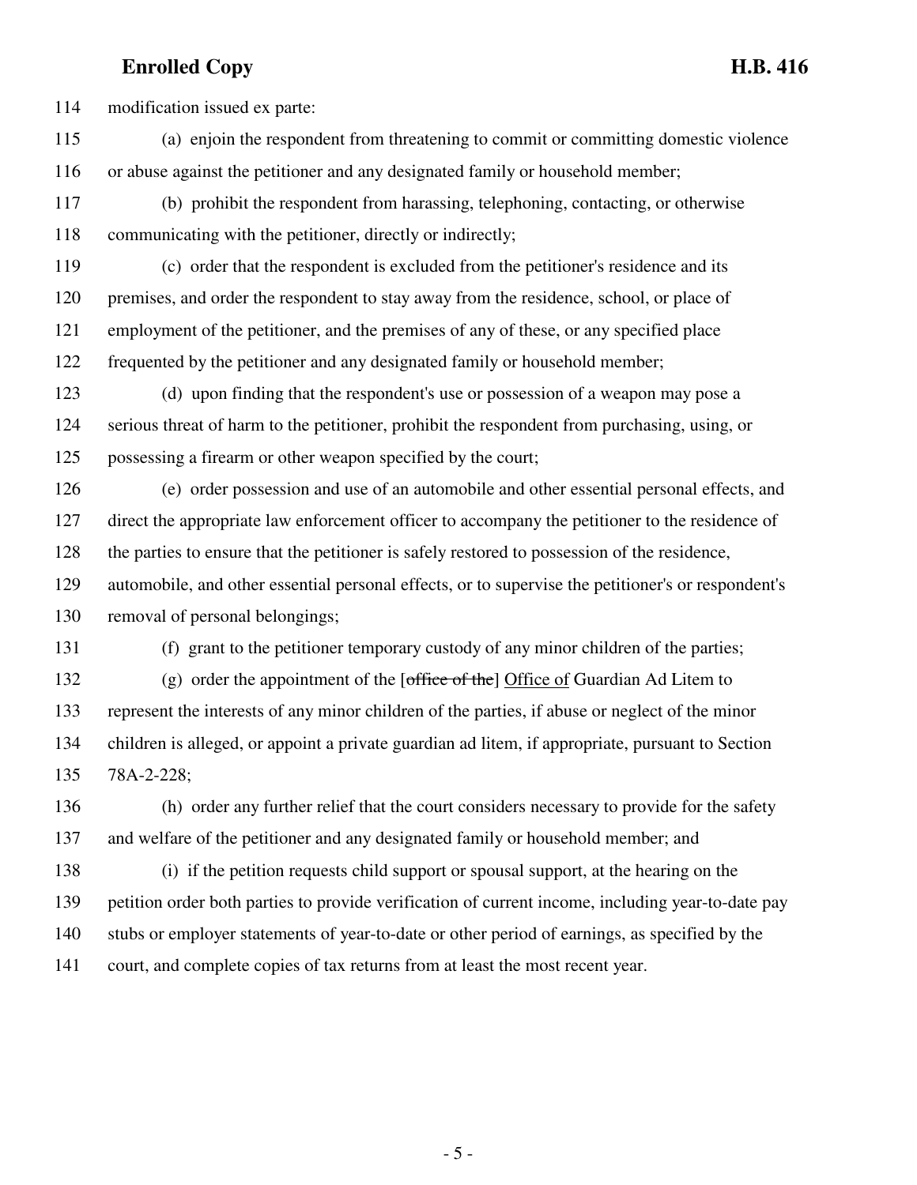114 modification issued ex parte:

115 (a) enjoin the respondent from threatening to commit or committing domestic violence
116 or abuse against the petitioner and any designated family or household member;

117 (b) prohibit the respondent from harassing, telephoning, contacting, or otherwise
118 communicating with the petitioner, directly or indirectly;

119 (c) order that the respondent is excluded from the petitioner's residence and its
120 premises, and order the respondent to stay away from the residence, school, or place of
121 employment of the petitioner, and the premises of any of these, or any specified place
122 frequented by the petitioner and any designated family or household member;

123 (d) upon finding that the respondent's use or possession of a weapon may pose a
124 serious threat of harm to the petitioner, prohibit the respondent from purchasing, using, or
125 possessing a firearm or other weapon specified by the court;

126 (e) order possession and use of an automobile and other essential personal effects, and
127 direct the appropriate law enforcement officer to accompany the petitioner to the residence of
128 the parties to ensure that the petitioner is safely restored to possession of the residence,
129 automobile, and other essential personal effects, or to supervise the petitioner's or respondent's
130 removal of personal belongings;

131 (f) grant to the petitioner temporary custody of any minor children of the parties;

132 (g) order the appointment of the [~~office of the~~] <u>Office of</u> Guardian Ad Litem to
133 represent the interests of any minor children of the parties, if abuse or neglect of the minor
134 children is alleged, or appoint a private guardian ad litem, if appropriate, pursuant to Section
135 78A-2-228;

136 (h) order any further relief that the court considers necessary to provide for the safety
137 and welfare of the petitioner and any designated family or household member; and

138 (i) if the petition requests child support or spousal support, at the hearing on the
139 petition order both parties to provide verification of current income, including year-to-date pay
140 stubs or employer statements of year-to-date or other period of earnings, as specified by the
141 court, and complete copies of tax returns from at least the most recent year.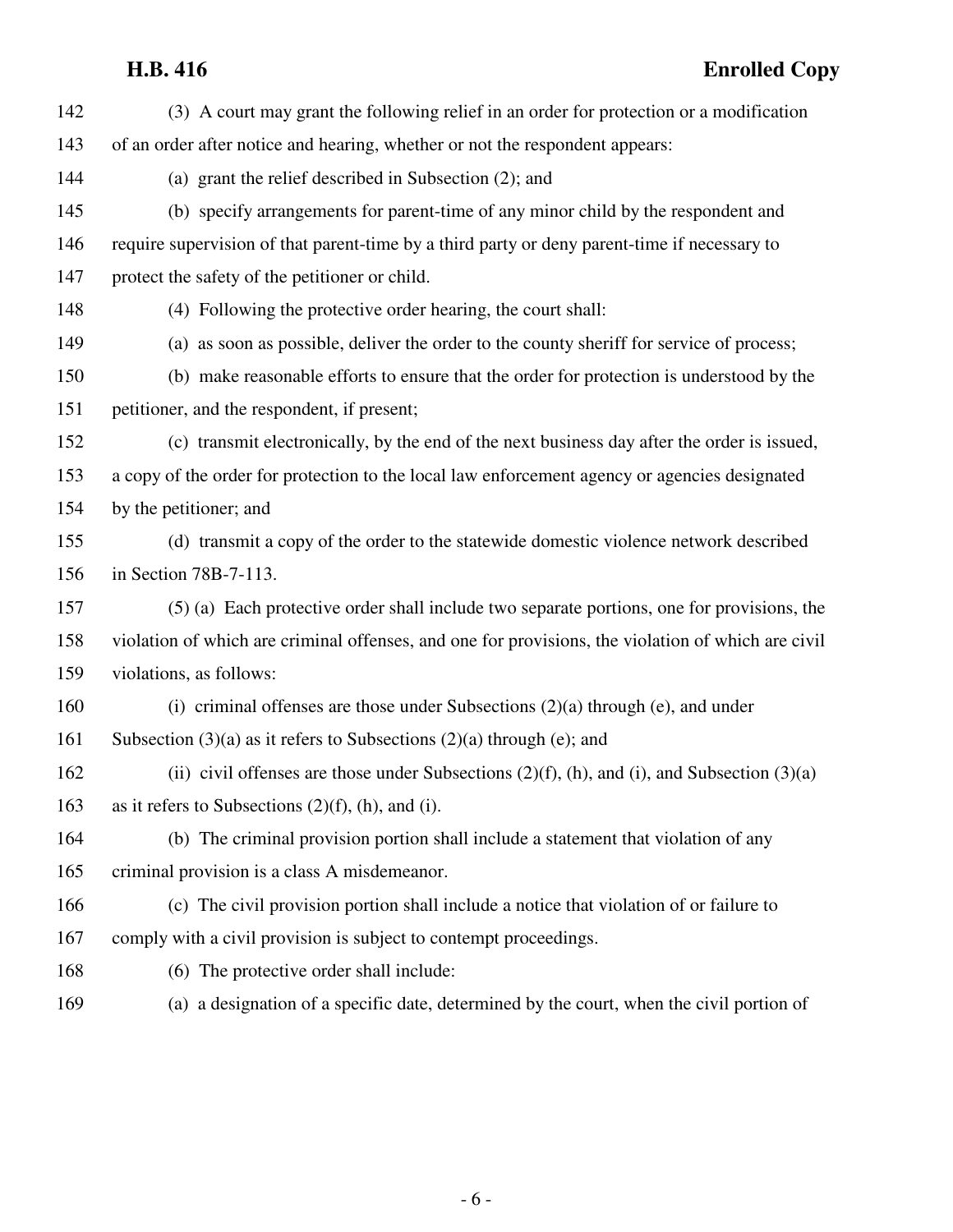(3) A court may grant the following relief in an order for protection or a modification of an order after notice and hearing, whether or not the respondent appears:

(a) grant the relief described in Subsection (2); and

(b) specify arrangements for parent-time of any minor child by the respondent and require supervision of that parent-time by a third party or deny parent-time if necessary to protect the safety of the petitioner or child.

(4) Following the protective order hearing, the court shall:

(a) as soon as possible, deliver the order to the county sheriff for service of process;

(b) make reasonable efforts to ensure that the order for protection is understood by the petitioner, and the respondent, if present;

(c) transmit electronically, by the end of the next business day after the order is issued, a copy of the order for protection to the local law enforcement agency or agencies designated by the petitioner; and

(d) transmit a copy of the order to the statewide domestic violence network described in Section 78B-7-113.

(5) (a) Each protective order shall include two separate portions, one for provisions, the violation of which are criminal offenses, and one for provisions, the violation of which are civil violations, as follows:

(i) criminal offenses are those under Subsections (2)(a) through (e), and under Subsection (3)(a) as it refers to Subsections (2)(a) through (e); and

(ii) civil offenses are those under Subsections (2)(f), (h), and (i), and Subsection (3)(a) as it refers to Subsections (2)(f), (h), and (i).

(b) The criminal provision portion shall include a statement that violation of any criminal provision is a class A misdemeanor.

(c) The civil provision portion shall include a notice that violation of or failure to comply with a civil provision is subject to contempt proceedings.

(6) The protective order shall include:

(a) a designation of a specific date, determined by the court, when the civil portion of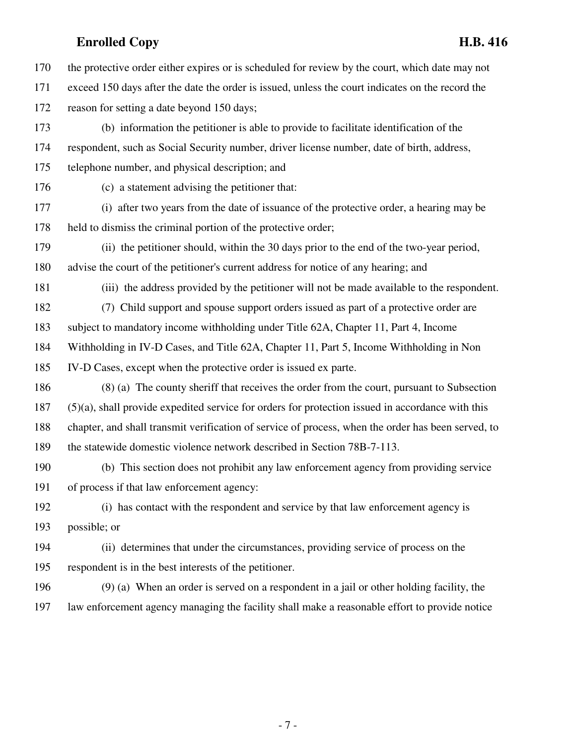the protective order either expires or is scheduled for review by the court, which date may not exceed 150 days after the date the order is issued, unless the court indicates on the record the reason for setting a date beyond 150 days;

(b) information the petitioner is able to provide to facilitate identification of the respondent, such as Social Security number, driver license number, date of birth, address, telephone number, and physical description; and

(c) a statement advising the petitioner that:

(i) after two years from the date of issuance of the protective order, a hearing may be held to dismiss the criminal portion of the protective order;

(ii) the petitioner should, within the 30 days prior to the end of the two-year period, advise the court of the petitioner's current address for notice of any hearing; and

(iii) the address provided by the petitioner will not be made available to the respondent.

(7) Child support and spouse support orders issued as part of a protective order are subject to mandatory income withholding under Title 62A, Chapter 11, Part 4, Income Withholding in IV-D Cases, and Title 62A, Chapter 11, Part 5, Income Withholding in Non IV-D Cases, except when the protective order is issued ex parte.

(8) (a) The county sheriff that receives the order from the court, pursuant to Subsection (5)(a), shall provide expedited service for orders for protection issued in accordance with this chapter, and shall transmit verification of service of process, when the order has been served, to the statewide domestic violence network described in Section 78B-7-113.

(b) This section does not prohibit any law enforcement agency from providing service of process if that law enforcement agency:

(i) has contact with the respondent and service by that law enforcement agency is possible; or

(ii) determines that under the circumstances, providing service of process on the respondent is in the best interests of the petitioner.

(9) (a) When an order is served on a respondent in a jail or other holding facility, the law enforcement agency managing the facility shall make a reasonable effort to provide notice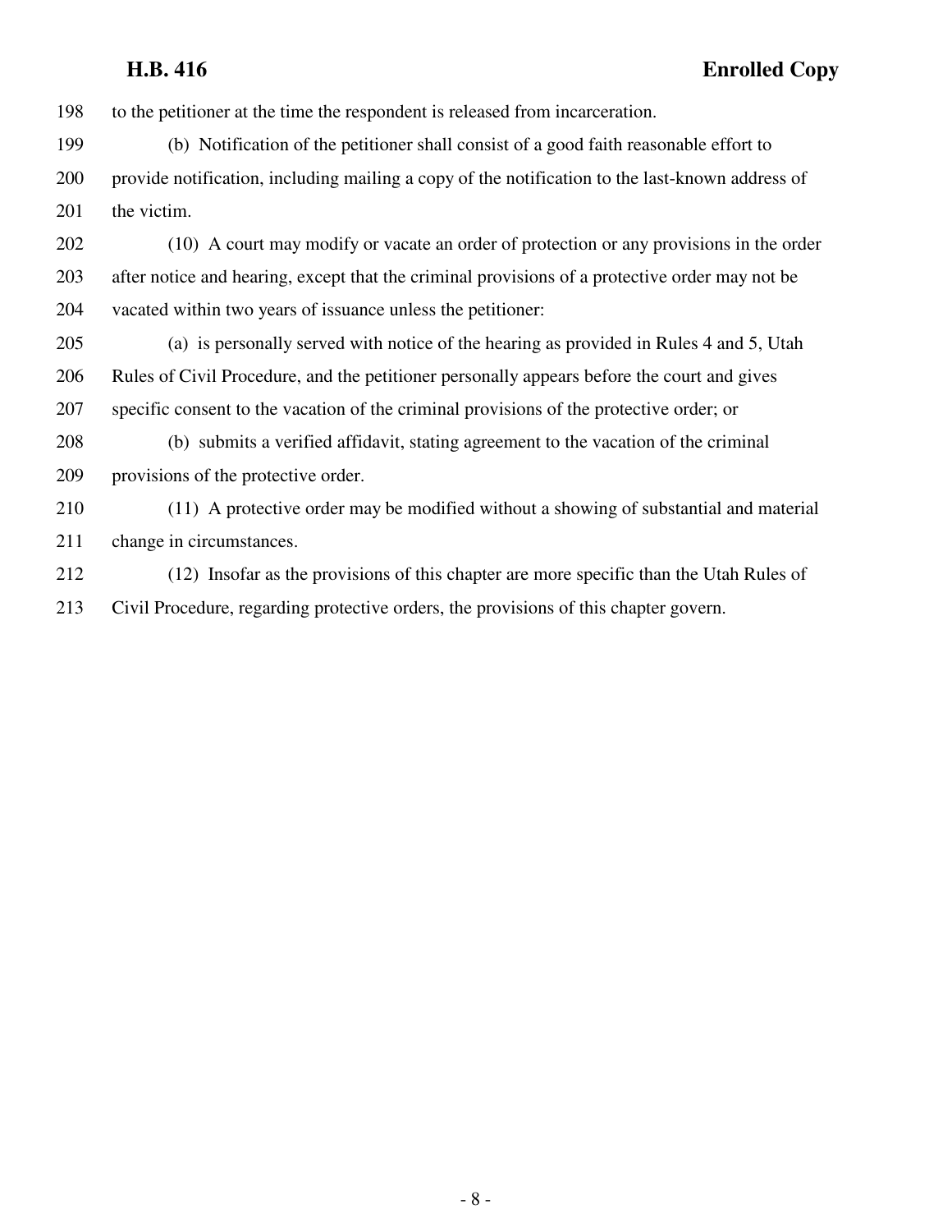to the petitioner at the time the respondent is released from incarceration.

(b) Notification of the petitioner shall consist of a good faith reasonable effort to provide notification, including mailing a copy of the notification to the last-known address of the victim.

(10) A court may modify or vacate an order of protection or any provisions in the order after notice and hearing, except that the criminal provisions of a protective order may not be vacated within two years of issuance unless the petitioner:

(a) is personally served with notice of the hearing as provided in Rules 4 and 5, Utah Rules of Civil Procedure, and the petitioner personally appears before the court and gives specific consent to the vacation of the criminal provisions of the protective order; or

(b) submits a verified affidavit, stating agreement to the vacation of the criminal provisions of the protective order.

(11) A protective order may be modified without a showing of substantial and material change in circumstances.

(12) Insofar as the provisions of this chapter are more specific than the Utah Rules of Civil Procedure, regarding protective orders, the provisions of this chapter govern.